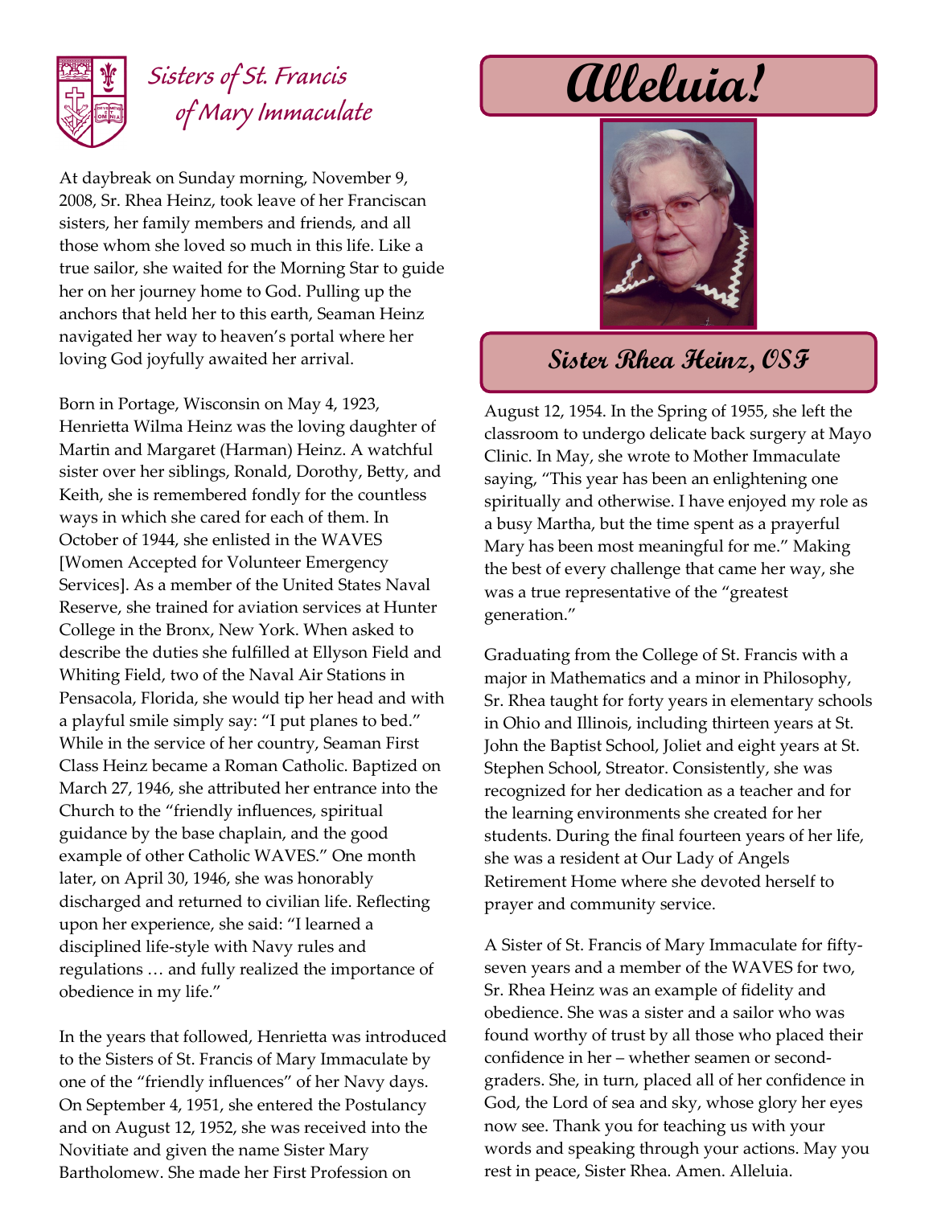Sisters of St. Francis of Mary Immaculate

# Alleluia!

## Sister Rhea Heinz, OSF

At daybreak on Sunday morning, November 9, 2008, Sr. Rhea Heinz, took leave of her Franciscan sisters, her family members and friends, and all those whom she loved so much in this life. Like a true sailor, she waited for the Morning Star to guide her on her journey home to God. Pulling up the anchors that held her to this earth, Seaman Heinz navigated her way to heaven's portal where her loving God joyfully awaited her arrival.

Born in Portage, Wisconsin on May 4, 1923, Henrietta Wilma Heinz was the loving daughter of Martin and Margaret (Harman) Heinz. A watchful sister over her siblings, Ronald, Dorothy, Betty, and Keith, she is remembered fondly for the countless ways in which she cared for each of them. In October of 1944, she enlisted in the WAVES [Women Accepted for Volunteer Emergency Services]. As a member of the United States Naval Reserve, she trained for aviation services at Hunter College in the Bronx, New York. When asked to describe the duties she fulfilled at Ellyson Field and Whiting Field, two of the Naval Air Stations in Pensacola, Florida, she would tip her head and with a playful smile simply say: "I put planes to bed." While in the service of her country, Seaman First Class Heinz became a Roman Catholic. Baptized on March 27, 1946, she attributed her entrance into the Church to the "friendly influences, spiritual guidance by the base chaplain, and the good example of other Catholic WAVES." One month later, on April 30, 1946, she was honorably discharged and returned to civilian life. Reflecting upon her experience, she said: "I learned a disciplined life-style with Navy rules and regulations … and fully realized the importance of obedience in my life."

In the years that followed, Henrietta was introduced to the Sisters of St. Francis of Mary Immaculate by one of the "friendly influences" of her Navy days. On September 4, 1951, she entered the Postulancy and on August 12, 1952, she was received into the Novitiate and given the name Sister Mary Bartholomew. She made her First Profession on August 12, 1954. In the Spring of 1955, she left the classroom to undergo delicate back surgery at Mayo Clinic. In May, she wrote to Mother Immaculate saying, "This year has been an enlightening one spiritually and otherwise. I have enjoyed my role as a busy Martha, but the time spent as a prayerful Mary has been most meaningful for me." Making the best of every challenge that came her way, she was a true representative of the "greatest generation."

Graduating from the College of St. Francis with a major in Mathematics and a minor in Philosophy, Sr. Rhea taught for forty years in elementary schools in Ohio and Illinois, including thirteen years at St. John the Baptist School, Joliet and eight years at St. Stephen School, Streator. Consistently, she was recognized for her dedication as a teacher and for the learning environments she created for her students. During the final fourteen years of her life, she was a resident at Our Lady of Angels Retirement Home where she devoted herself to prayer and community service.

A Sister of St. Francis of Mary Immaculate for fifty-seven years and a member of the WAVES for two, Sr. Rhea Heinz was an example of fidelity and obedience. She was a sister and a sailor who was found worthy of trust by all those who placed their confidence in her – whether seamen or second-graders. She, in turn, placed all of her confidence in God, the Lord of sea and sky, whose glory her eyes now see. Thank you for teaching us with your words and speaking through your actions. May you rest in peace, Sister Rhea. Amen. Alleluia.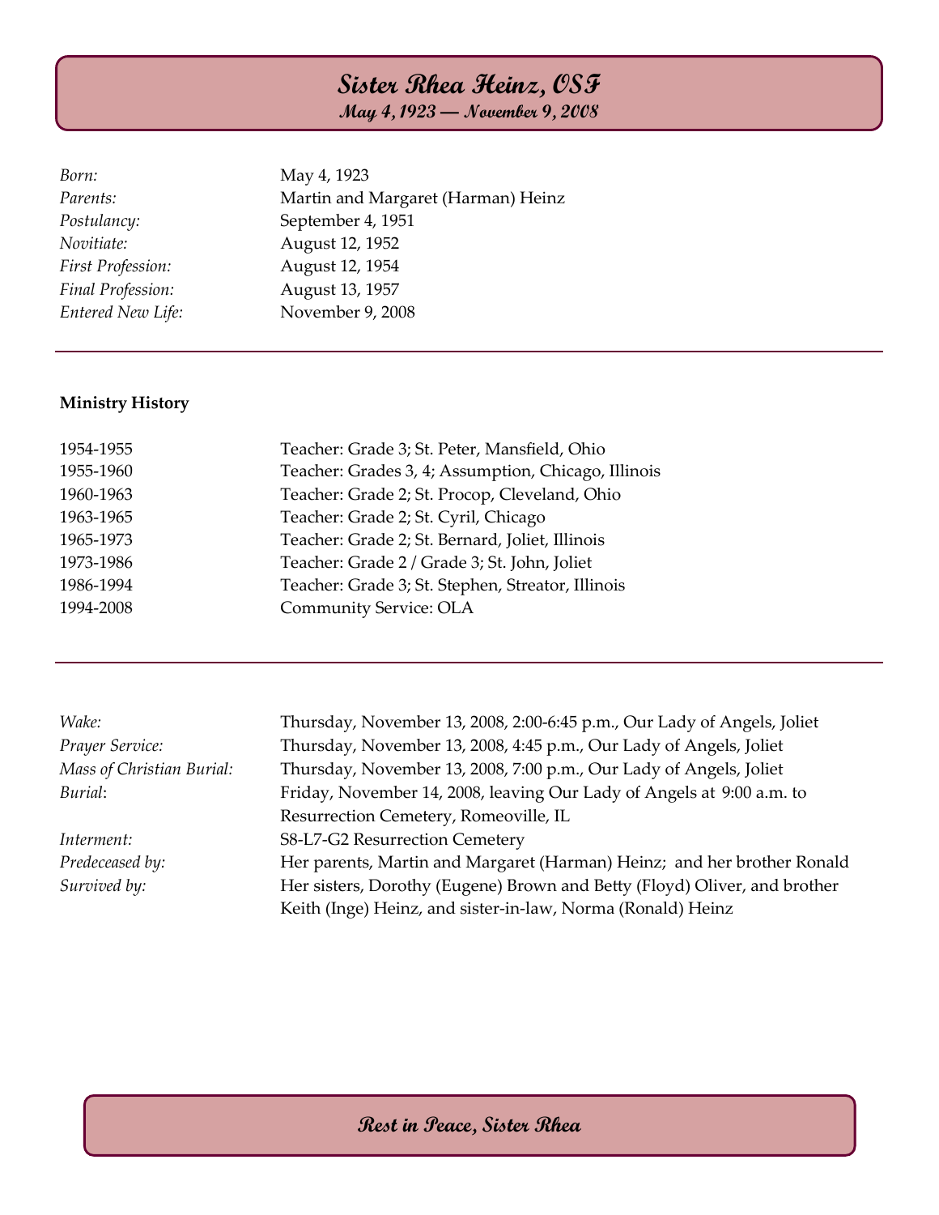# Sister Rhea Heinz, OSF

**May 4, 1923 — November 9, 2008**

| | |
|---|---|
| *Born:* | May 4, 1923 |
| *Parents:* | Martin and Margaret (Harman) Heinz |
| *Postulancy:* | September 4, 1951 |
| *Novitiate:* | August 12, 1952 |
| *First Profession:* | August 12, 1954 |
| *Final Profession:* | August 13, 1957 |
| *Entered New Life:* | November 9, 2008 |

---

**Ministry History**

| | |
|---|---|
| 1954-1955 | Teacher: Grade 3; St. Peter, Mansfield, Ohio |
| 1955-1960 | Teacher: Grades 3, 4; Assumption, Chicago, Illinois |
| 1960-1963 | Teacher: Grade 2; St. Procop, Cleveland, Ohio |
| 1963-1965 | Teacher: Grade 2; St. Cyril, Chicago |
| 1965-1973 | Teacher: Grade 2; St. Bernard, Joliet, Illinois |
| 1973-1986 | Teacher: Grade 2 / Grade 3; St. John, Joliet |
| 1986-1994 | Teacher: Grade 3; St. Stephen, Streator, Illinois |
| 1994-2008 | Community Service: OLA |

---

| | |
|---|---|
| *Wake:* | Thursday, November 13, 2008, 2:00-6:45 p.m., Our Lady of Angels, Joliet |
| *Prayer Service:* | Thursday, November 13, 2008, 4:45 p.m., Our Lady of Angels, Joliet |
| *Mass of Christian Burial:* | Thursday, November 13, 2008, 7:00 p.m., Our Lady of Angels, Joliet |
| *Burial:* | Friday, November 14, 2008, leaving Our Lady of Angels at 9:00 a.m. to Resurrection Cemetery, Romeoville, IL |
| *Interment:* | S8-L7-G2 Resurrection Cemetery |
| *Predeceased by:* | Her parents, Martin and Margaret (Harman) Heinz; and her brother Ronald |
| *Survived by:* | Her sisters, Dorothy (Eugene) Brown and Betty (Floyd) Oliver, and brother Keith (Inge) Heinz, and sister-in-law, Norma (Ronald) Heinz |

**Rest in Peace, Sister Rhea**